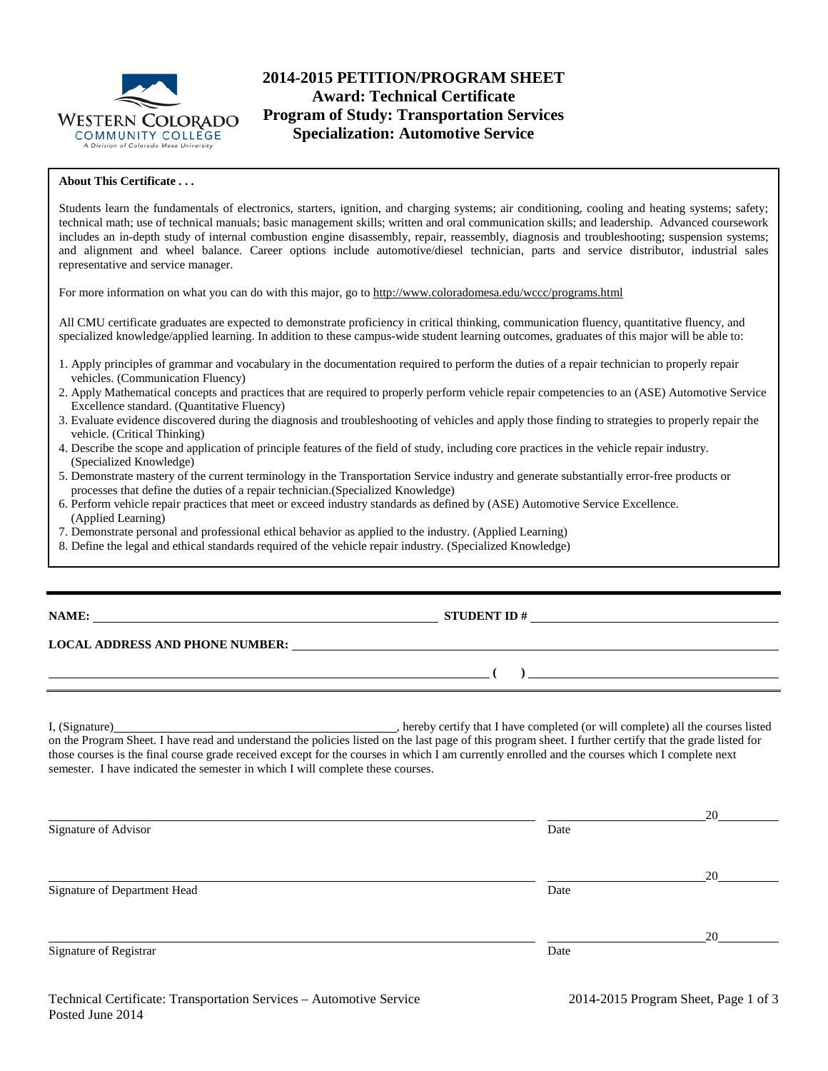# 2014-2015 PETITION/PROGRAM SHEET
## Award: Technical Certificate
## Program of Study: Transportation Services
## Specialization: Automotive Service

**About This Certificate . . .**

Students learn the fundamentals of electronics, starters, ignition, and charging systems; air conditioning, cooling and heating systems; safety; technical math; use of technical manuals; basic management skills; written and oral communication skills; and leadership. Advanced coursework includes an in-depth study of internal combustion engine disassembly, repair, reassembly, diagnosis and troubleshooting; suspension systems; and alignment and wheel balance. Career options include automotive/diesel technician, parts and service distributor, industrial sales representative and service manager.

For more information on what you can do with this major, go to http://www.coloradomesa.edu/wccc/programs.html

All CMU certificate graduates are expected to demonstrate proficiency in critical thinking, communication fluency, quantitative fluency, and specialized knowledge/applied learning. In addition to these campus-wide student learning outcomes, graduates of this major will be able to:

1. Apply principles of grammar and vocabulary in the documentation required to perform the duties of a repair technician to properly repair vehicles. (Communication Fluency)
2. Apply Mathematical concepts and practices that are required to properly perform vehicle repair competencies to an (ASE) Automotive Service Excellence standard. (Quantitative Fluency)
3. Evaluate evidence discovered during the diagnosis and troubleshooting of vehicles and apply those finding to strategies to properly repair the vehicle. (Critical Thinking)
4. Describe the scope and application of principle features of the field of study, including core practices in the vehicle repair industry. (Specialized Knowledge)
5. Demonstrate mastery of the current terminology in the Transportation Service industry and generate substantially error-free products or processes that define the duties of a repair technician.(Specialized Knowledge)
6. Perform vehicle repair practices that meet or exceed industry standards as defined by (ASE) Automotive Service Excellence. (Applied Learning)
7. Demonstrate personal and professional ethical behavior as applied to the industry. (Applied Learning)
8. Define the legal and ethical standards required of the vehicle repair industry. (Specialized Knowledge)

---

**NAME:** ______________________________ **STUDENT ID #** ______________________________

**LOCAL ADDRESS AND PHONE NUMBER:** ______________________________

______________________________ **( )** ______________________________

I, (Signature)______________________________, hereby certify that I have completed (or will complete) all the courses listed on the Program Sheet. I have read and understand the policies listed on the last page of this program sheet. I further certify that the grade listed for those courses is the final course grade received except for the courses in which I am currently enrolled and the courses which I complete next semester. I have indicated the semester in which I will complete these courses.

______________________________ ______________20______
Signature of Advisor Date

______________________________ ______________20______
Signature of Department Head Date

______________________________ ______________20______
Signature of Registrar Date

Technical Certificate: Transportation Services – Automotive Service
Posted June 2014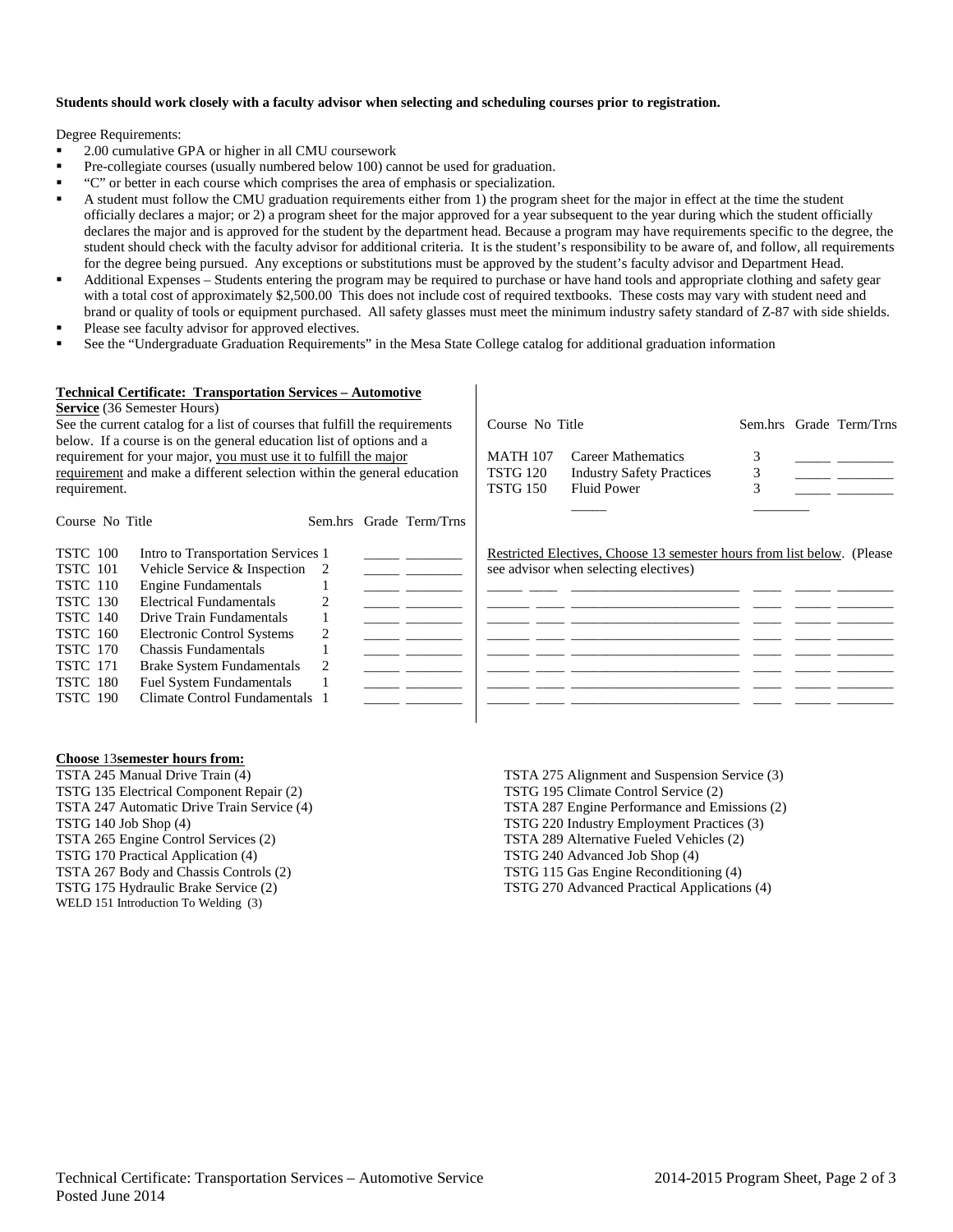**Students should work closely with a faculty advisor when selecting and scheduling courses prior to registration.**

Degree Requirements:

- 2.00 cumulative GPA or higher in all CMU coursework
- Pre-collegiate courses (usually numbered below 100) cannot be used for graduation.
- "C" or better in each course which comprises the area of emphasis or specialization.
- A student must follow the CMU graduation requirements either from 1) the program sheet for the major in effect at the time the student officially declares a major; or 2) a program sheet for the major approved for a year subsequent to the year during which the student officially declares the major and is approved for the student by the department head. Because a program may have requirements specific to the degree, the student should check with the faculty advisor for additional criteria. It is the student's responsibility to be aware of, and follow, all requirements for the degree being pursued. Any exceptions or substitutions must be approved by the student's faculty advisor and Department Head.
- Additional Expenses – Students entering the program may be required to purchase or have hand tools and appropriate clothing and safety gear with a total cost of approximately $2,500.00 This does not include cost of required textbooks. These costs may vary with student need and brand or quality of tools or equipment purchased. All safety glasses must meet the minimum industry safety standard of Z-87 with side shields.
- Please see faculty advisor for approved electives.
- See the "Undergraduate Graduation Requirements" in the Mesa State College catalog for additional graduation information

**Technical Certificate: Transportation Services – Automotive Service** (36 Semester Hours)

See the current catalog for a list of courses that fulfill the requirements below. If a course is on the general education list of options and a requirement for your major, you must use it to fulfill the major requirement and make a different selection within the general education requirement.

| Course No | Title | Sem.hrs | Grade | Term/Trns |
|---|---|---|---|---|
| TSTC 100 | Intro to Transportation Services | 1 | _____ | ________ |
| TSTC 101 | Vehicle Service & Inspection | 2 | _____ | ________ |
| TSTC 110 | Engine Fundamentals | 1 | _____ | ________ |
| TSTC 130 | Electrical Fundamentals | 2 | _____ | ________ |
| TSTC 140 | Drive Train Fundamentals | 1 | _____ | ________ |
| TSTC 160 | Electronic Control Systems | 2 | _____ | ________ |
| TSTC 170 | Chassis Fundamentals | 1 | _____ | ________ |
| TSTC 171 | Brake System Fundamentals | 2 | _____ | ________ |
| TSTC 180 | Fuel System Fundamentals | 1 | _____ | ________ |
| TSTC 190 | Climate Control Fundamentals | 1 | _____ | ________ |

| Course No | Title | Sem.hrs | Grade | Term/Trns |
|---|---|---|---|---|
| MATH 107 | Career Mathematics | 3 | _____ | ________ |
| TSTG 120 | Industry Safety Practices | 3 | _____ | ________ |
| TSTG 150 | Fluid Power | 3 | _____ | ________ |

Restricted Electives, Choose 13 semester hours from list below. (Please see advisor when selecting electives)

| Course No | Title | Sem.hrs | Grade | Term/Trns |
|---|---|---|---|---|
| _____ ____ | ______________________ | ____ | _____ | ________ |
| _____ ____ | ______________________ | ____ | _____ | ________ |
| _____ ____ | ______________________ | ____ | _____ | ________ |
| _____ ____ | ______________________ | ____ | _____ | ________ |
| _____ ____ | ______________________ | ____ | _____ | ________ |
| _____ ____ | ______________________ | ____ | _____ | ________ |
| _____ ____ | ______________________ | ____ | _____ | ________ |

**Choose** 13**semester hours from:**

TSTA 245 Manual Drive Train (4)
TSTG 135 Electrical Component Repair (2)
TSTA 247 Automatic Drive Train Service (4)
TSTG 140 Job Shop (4)
TSTA 265 Engine Control Services (2)
TSTG 170 Practical Application (4)
TSTA 267 Body and Chassis Controls (2)
TSTG 175 Hydraulic Brake Service (2)
WELD 151 Introduction To Welding (3)
TSTA 275 Alignment and Suspension Service (3)
TSTG 195 Climate Control Service (2)
TSTA 287 Engine Performance and Emissions (2)
TSTG 220 Industry Employment Practices (3)
TSTA 289 Alternative Fueled Vehicles (2)
TSTG 240 Advanced Job Shop (4)
TSTG 115 Gas Engine Reconditioning (4)
TSTG 270 Advanced Practical Applications (4)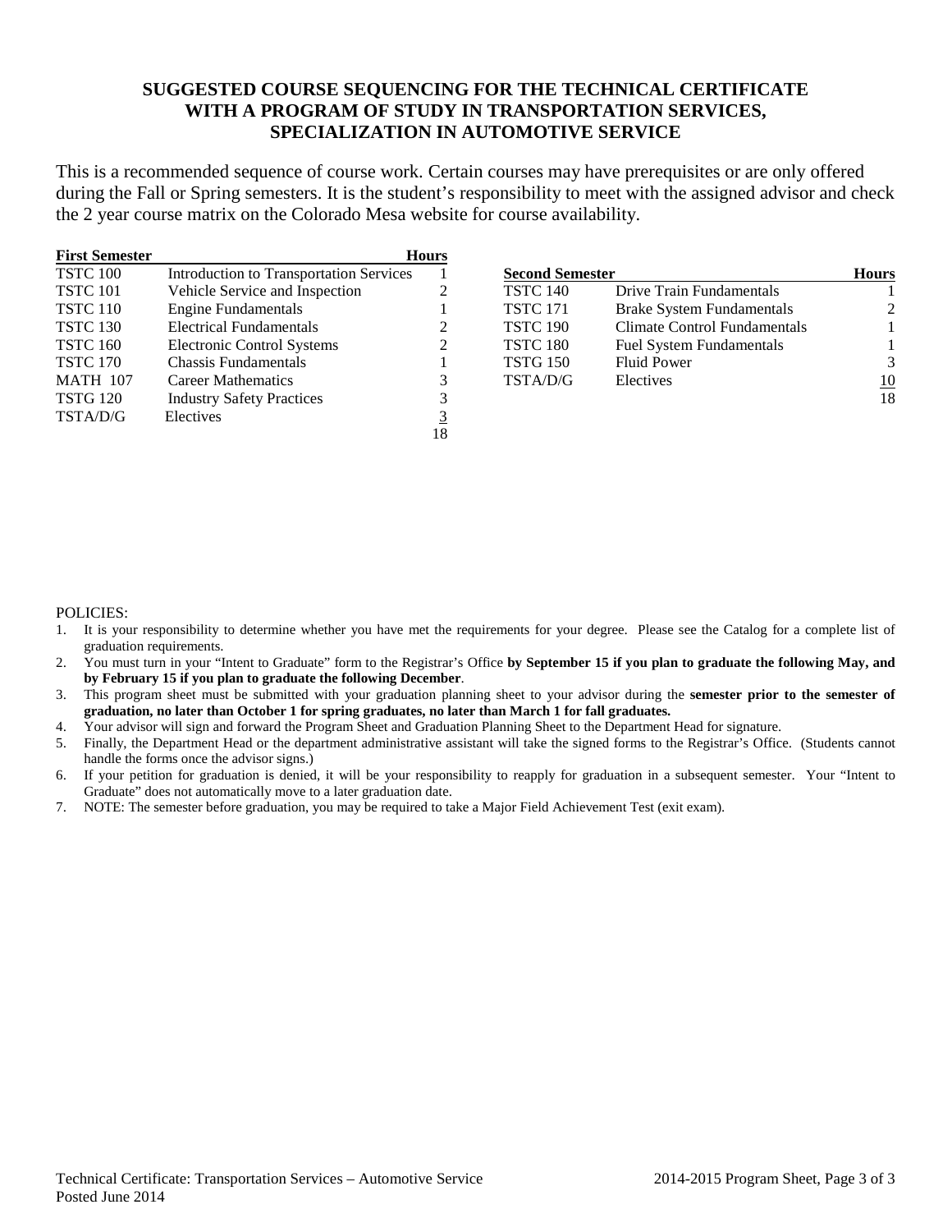## SUGGESTED COURSE SEQUENCING FOR THE TECHNICAL CERTIFICATE WITH A PROGRAM OF STUDY IN TRANSPORTATION SERVICES, SPECIALIZATION IN AUTOMOTIVE SERVICE

This is a recommended sequence of course work. Certain courses may have prerequisites or are only offered during the Fall or Spring semesters. It is the student's responsibility to meet with the assigned advisor and check the 2 year course matrix on the Colorado Mesa website for course availability.

| First Semester | | Hours |
|---|---|---|
| TSTC 100 | Introduction to Transportation Services | 1 |
| TSTC 101 | Vehicle Service and Inspection | 2 |
| TSTC 110 | Engine Fundamentals | 1 |
| TSTC 130 | Electrical Fundamentals | 2 |
| TSTC 160 | Electronic Control Systems | 2 |
| TSTC 170 | Chassis Fundamentals | 1 |
| MATH 107 | Career Mathematics | 3 |
| TSTG 120 | Industry Safety Practices | 3 |
| TSTA/D/G | Electives | 3 |
| | | 18 |

| Second Semester | | Hours |
|---|---|---|
| TSTC 140 | Drive Train Fundamentals | 1 |
| TSTC 171 | Brake System Fundamentals | 2 |
| TSTC 190 | Climate Control Fundamentals | 1 |
| TSTC 180 | Fuel System Fundamentals | 1 |
| TSTG 150 | Fluid Power | 3 |
| TSTA/D/G | Electives | 10 |
| | | 18 |

POLICIES:

1. It is your responsibility to determine whether you have met the requirements for your degree. Please see the Catalog for a complete list of graduation requirements.
2. You must turn in your "Intent to Graduate" form to the Registrar's Office **by September 15 if you plan to graduate the following May, and by February 15 if you plan to graduate the following December**.
3. This program sheet must be submitted with your graduation planning sheet to your advisor during the **semester prior to the semester of graduation, no later than October 1 for spring graduates, no later than March 1 for fall graduates.**
4. Your advisor will sign and forward the Program Sheet and Graduation Planning Sheet to the Department Head for signature.
5. Finally, the Department Head or the department administrative assistant will take the signed forms to the Registrar's Office. (Students cannot handle the forms once the advisor signs.)
6. If your petition for graduation is denied, it will be your responsibility to reapply for graduation in a subsequent semester. Your "Intent to Graduate" does not automatically move to a later graduation date.
7. NOTE: The semester before graduation, you may be required to take a Major Field Achievement Test (exit exam).